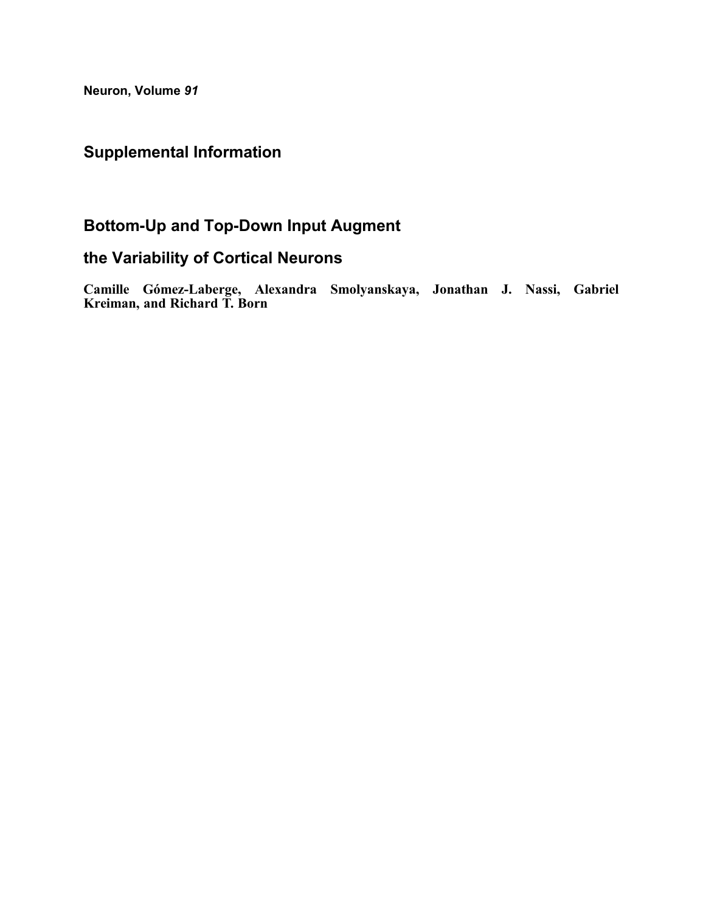**Neuron, Volume *91***

## Supplemental Information

# Bottom-Up and Top-Down Input Augment the Variability of Cortical Neurons

**Camille Gómez-Laberge, Alexandra Smolyanskaya, Jonathan J. Nassi, Gabriel Kreiman, and Richard T. Born**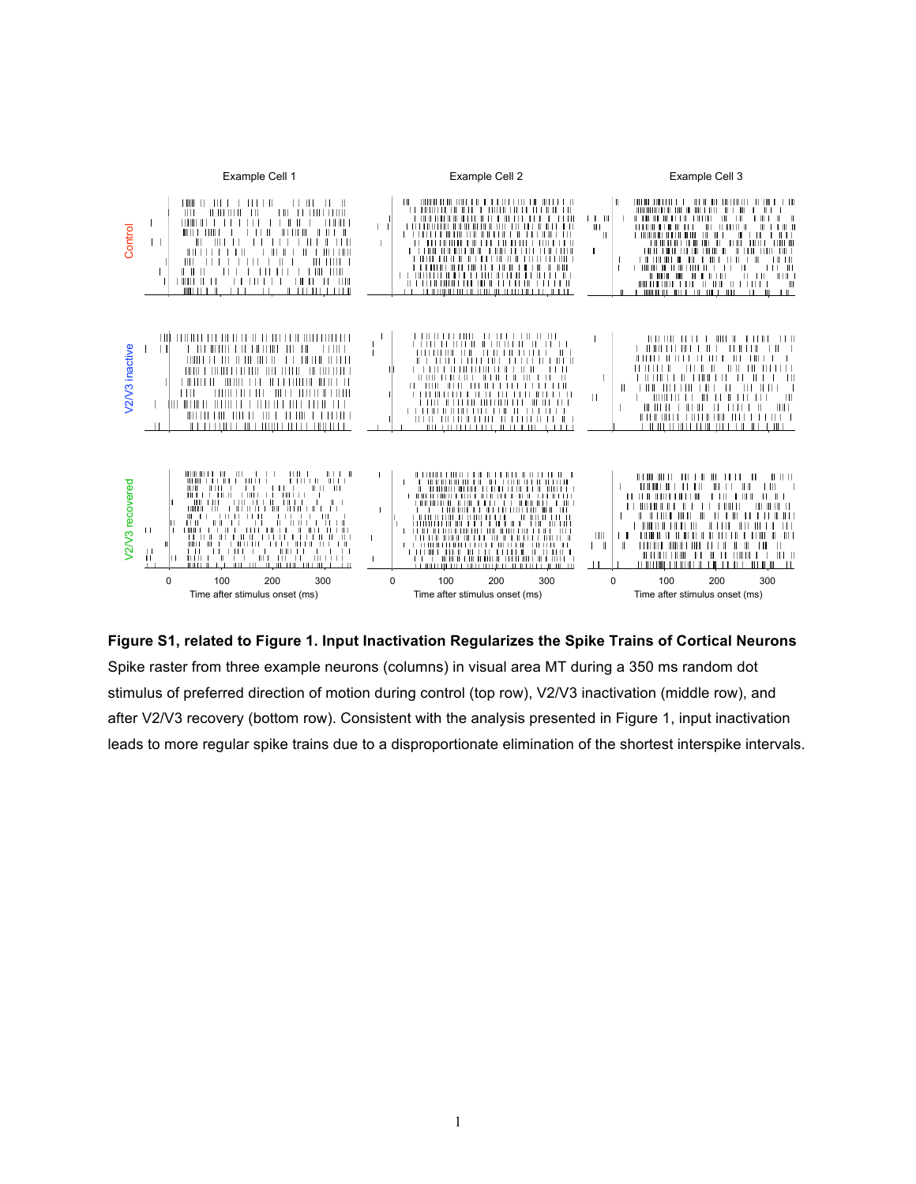**Figure S1, related to Figure 1. Input Inactivation Regularizes the Spike Trains of Cortical Neurons**
Spike raster from three example neurons (columns) in visual area MT during a 350 ms random dot stimulus of preferred direction of motion during control (top row), V2/V3 inactivation (middle row), and after V2/V3 recovery (bottom row). Consistent with the analysis presented in Figure 1, input inactivation leads to more regular spike trains due to a disproportionate elimination of the shortest interspike intervals.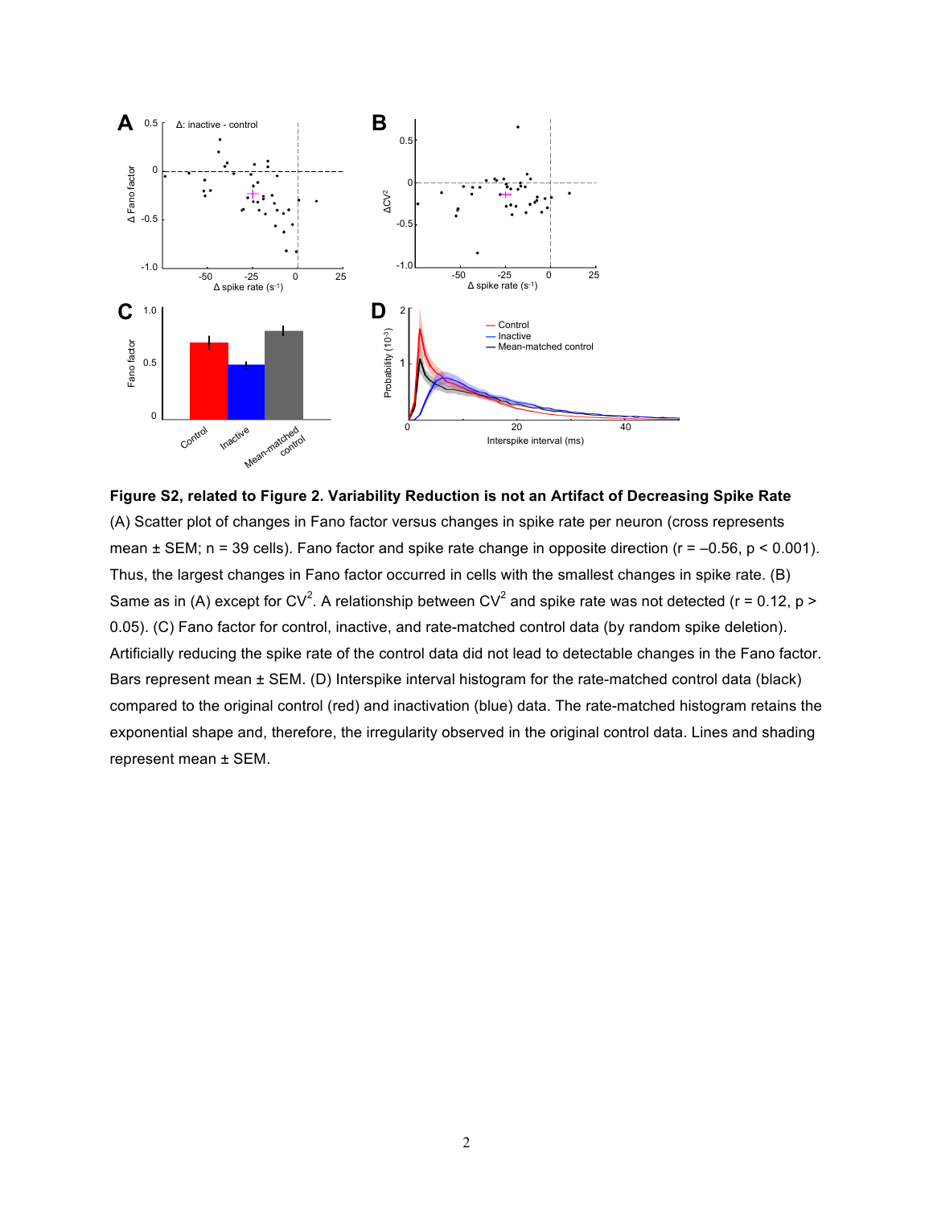**Figure S2, related to Figure 2. Variability Reduction is not an Artifact of Decreasing Spike Rate**
(A) Scatter plot of changes in Fano factor versus changes in spike rate per neuron (cross represents mean ± SEM; n = 39 cells). Fano factor and spike rate change in opposite direction ($r = -0.56$, $p < 0.001$). Thus, the largest changes in Fano factor occurred in cells with the smallest changes in spike rate. (B) Same as in (A) except for $CV^2$. A relationship between $CV^2$ and spike rate was not detected ($r = 0.12$, $p > 0.05$). (C) Fano factor for control, inactive, and rate-matched control data (by random spike deletion). Artificially reducing the spike rate of the control data did not lead to detectable changes in the Fano factor. Bars represent mean ± SEM. (D) Interspike interval histogram for the rate-matched control data (black) compared to the original control (red) and inactivation (blue) data. The rate-matched histogram retains the exponential shape and, therefore, the irregularity observed in the original control data. Lines and shading represent mean ± SEM.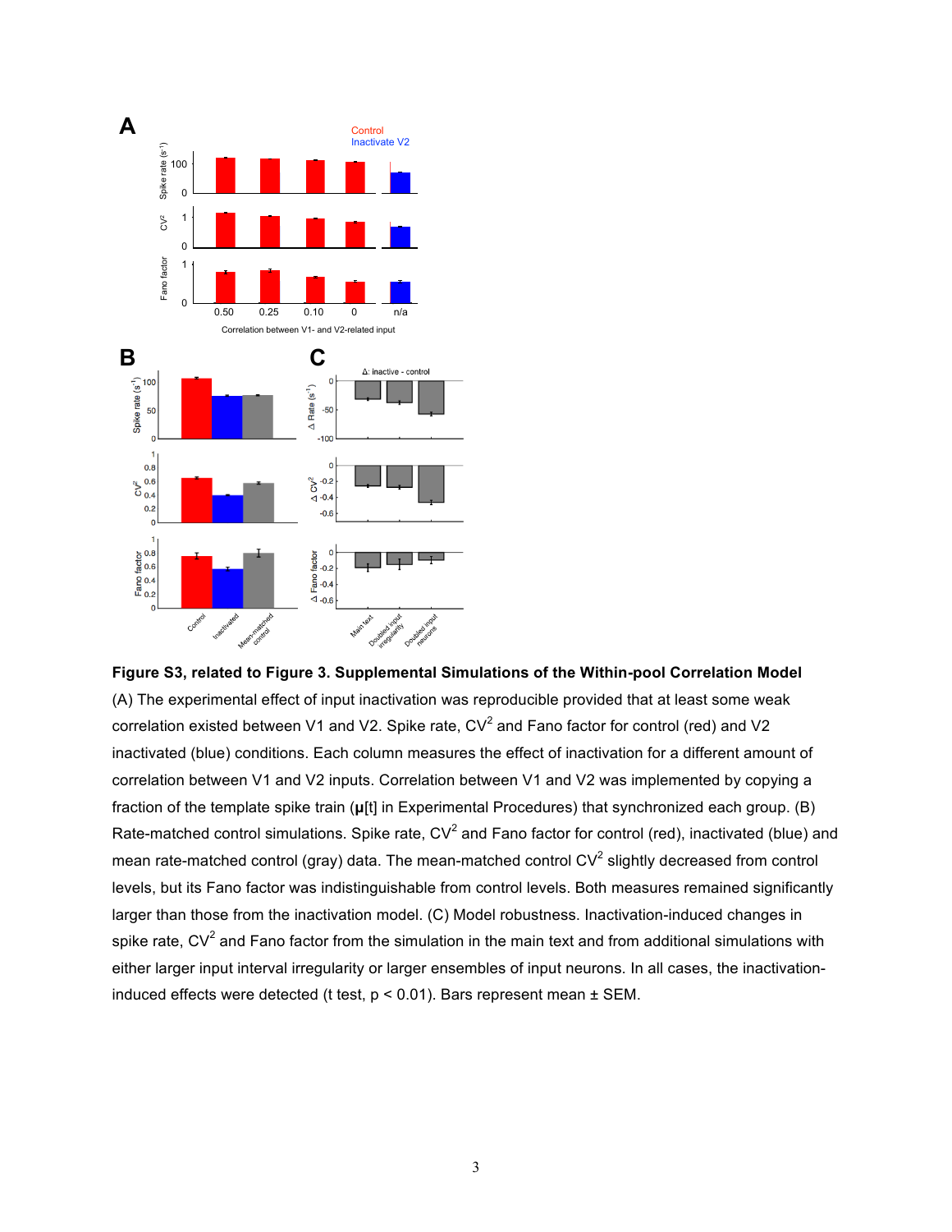**Figure S3, related to Figure 3. Supplemental Simulations of the Within-pool Correlation Model**

(A) The experimental effect of input inactivation was reproducible provided that at least some weak correlation existed between V1 and V2. Spike rate, $CV^2$ and Fano factor for control (red) and V2 inactivated (blue) conditions. Each column measures the effect of inactivation for a different amount of correlation between V1 and V2 inputs. Correlation between V1 and V2 was implemented by copying a fraction of the template spike train ($\boldsymbol{\mu}[t]$ in Experimental Procedures) that synchronized each group. (B) Rate-matched control simulations. Spike rate, $CV^2$ and Fano factor for control (red), inactivated (blue) and mean rate-matched control (gray) data. The mean-matched control $CV^2$ slightly decreased from control levels, but its Fano factor was indistinguishable from control levels. Both measures remained significantly larger than those from the inactivation model. (C) Model robustness. Inactivation-induced changes in spike rate, $CV^2$ and Fano factor from the simulation in the main text and from additional simulations with either larger input interval irregularity or larger ensembles of input neurons. In all cases, the inactivation-induced effects were detected (t test, $p < 0.01$). Bars represent mean ± SEM.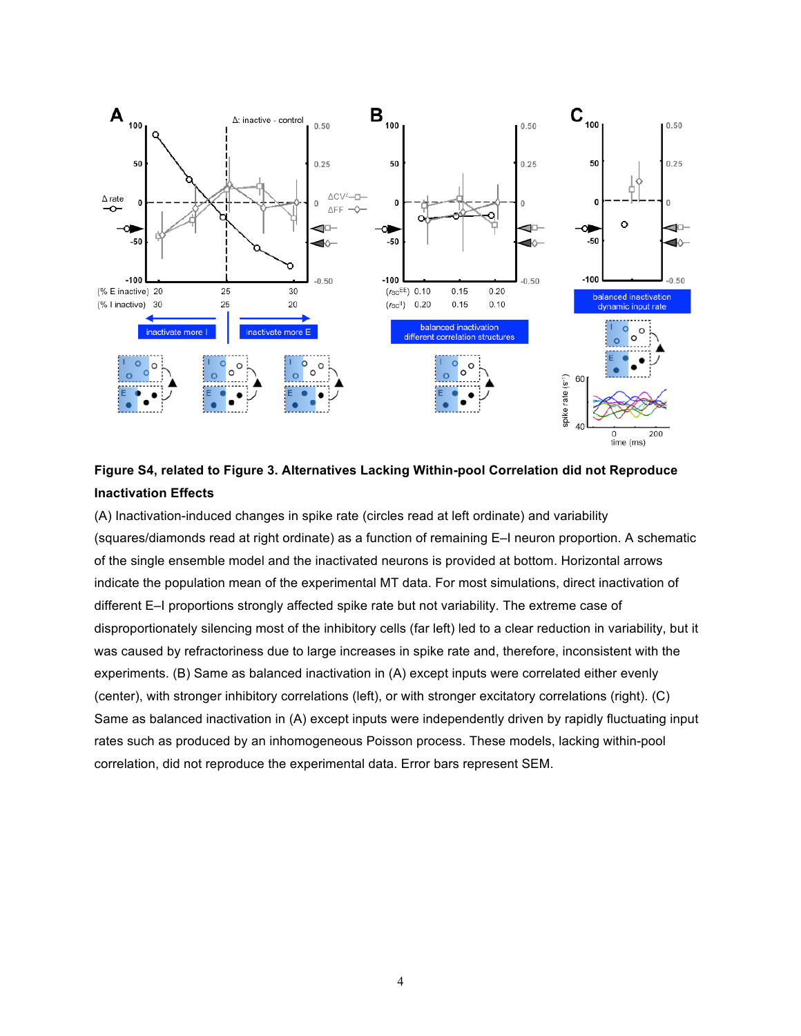**Figure S4, related to Figure 3. Alternatives Lacking Within-pool Correlation did not Reproduce Inactivation Effects**

(A) Inactivation-induced changes in spike rate (circles read at left ordinate) and variability (squares/diamonds read at right ordinate) as a function of remaining E–I neuron proportion. A schematic of the single ensemble model and the inactivated neurons is provided at bottom. Horizontal arrows indicate the population mean of the experimental MT data. For most simulations, direct inactivation of different E–I proportions strongly affected spike rate but not variability. The extreme case of disproportionately silencing most of the inhibitory cells (far left) led to a clear reduction in variability, but it was caused by refractoriness due to large increases in spike rate and, therefore, inconsistent with the experiments. (B) Same as balanced inactivation in (A) except inputs were correlated either evenly (center), with stronger inhibitory correlations (left), or with stronger excitatory correlations (right). (C) Same as balanced inactivation in (A) except inputs were independently driven by rapidly fluctuating input rates such as produced by an inhomogeneous Poisson process. These models, lacking within-pool correlation, did not reproduce the experimental data. Error bars represent SEM.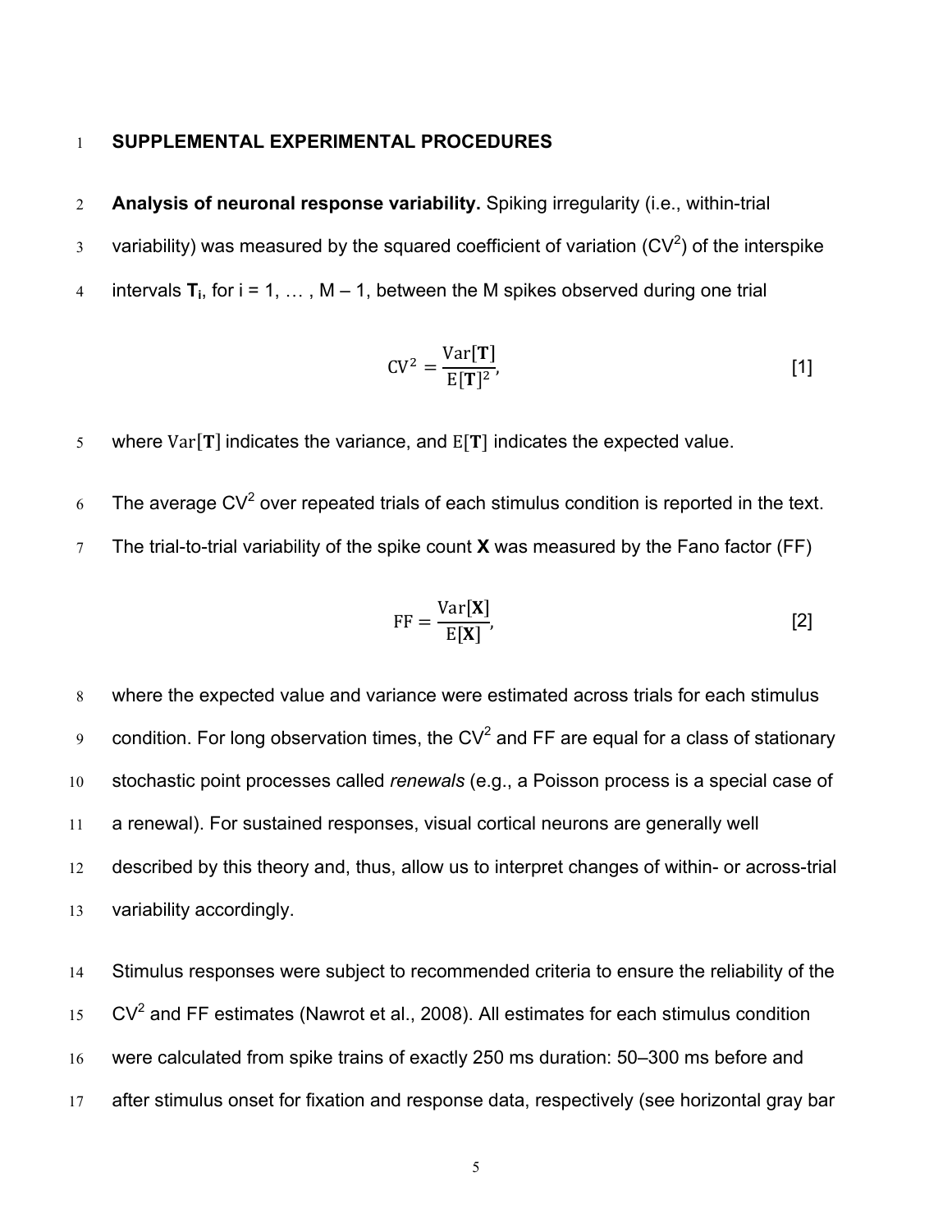## SUPPLEMENTAL EXPERIMENTAL PROCEDURES

**Analysis of neuronal response variability.** Spiking irregularity (i.e., within-trial variability) was measured by the squared coefficient of variation ($CV^2$) of the interspike intervals $\mathbf{T_i}$, for i = 1, … , M – 1, between the M spikes observed during one trial

$$\mathrm{CV}^2 = \frac{\mathrm{Var}[\mathbf{T}]}{\mathrm{E}[\mathbf{T}]^2}, \quad [1]$$

where $\mathrm{Var}[\mathbf{T}]$ indicates the variance, and $\mathrm{E}[\mathbf{T}]$ indicates the expected value.

The average $CV^2$ over repeated trials of each stimulus condition is reported in the text. The trial-to-trial variability of the spike count **X** was measured by the Fano factor (FF)

$$\mathrm{FF} = \frac{\mathrm{Var}[\mathbf{X}]}{\mathrm{E}[\mathbf{X}]}, \quad [2]$$

where the expected value and variance were estimated across trials for each stimulus condition. For long observation times, the $CV^2$ and FF are equal for a class of stationary stochastic point processes called *renewals* (e.g., a Poisson process is a special case of a renewal). For sustained responses, visual cortical neurons are generally well described by this theory and, thus, allow us to interpret changes of within- or across-trial variability accordingly.

Stimulus responses were subject to recommended criteria to ensure the reliability of the $CV^2$ and FF estimates (Nawrot et al., 2008). All estimates for each stimulus condition were calculated from spike trains of exactly 250 ms duration: 50–300 ms before and after stimulus onset for fixation and response data, respectively (see horizontal gray bar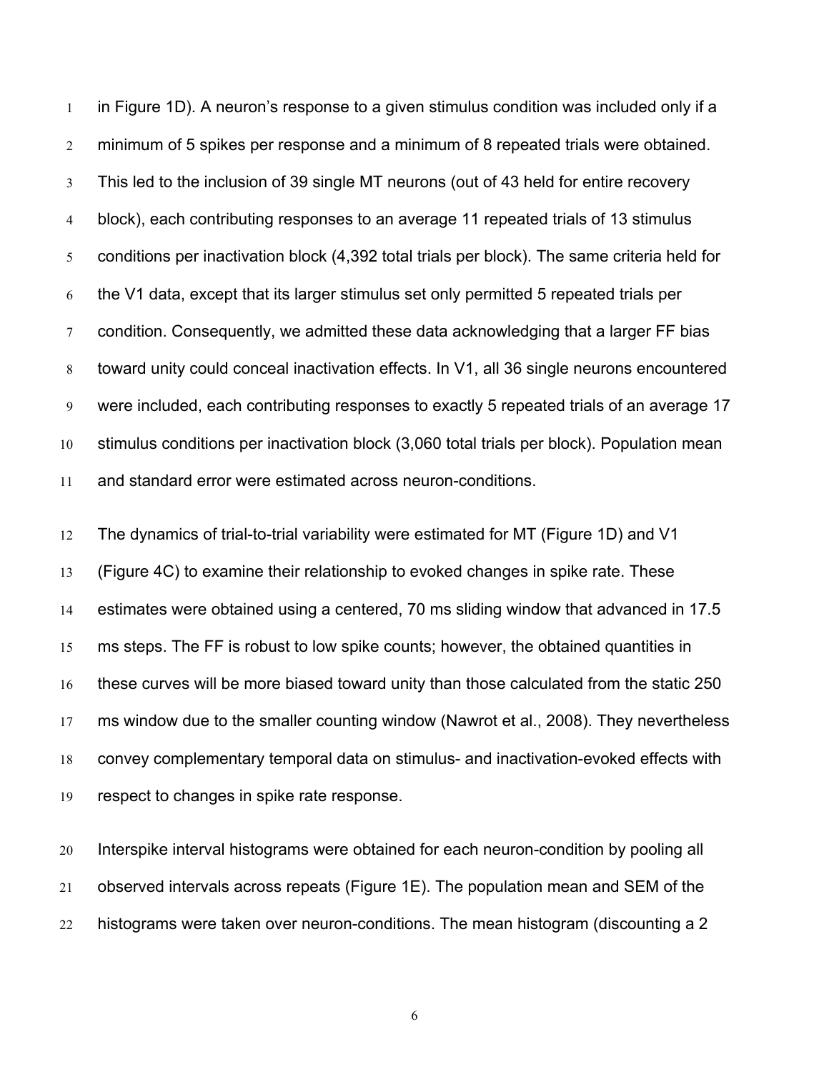in Figure 1D). A neuron's response to a given stimulus condition was included only if a minimum of 5 spikes per response and a minimum of 8 repeated trials were obtained. This led to the inclusion of 39 single MT neurons (out of 43 held for entire recovery block), each contributing responses to an average 11 repeated trials of 13 stimulus conditions per inactivation block (4,392 total trials per block). The same criteria held for the V1 data, except that its larger stimulus set only permitted 5 repeated trials per condition. Consequently, we admitted these data acknowledging that a larger FF bias toward unity could conceal inactivation effects. In V1, all 36 single neurons encountered were included, each contributing responses to exactly 5 repeated trials of an average 17 stimulus conditions per inactivation block (3,060 total trials per block). Population mean and standard error were estimated across neuron-conditions.

The dynamics of trial-to-trial variability were estimated for MT (Figure 1D) and V1 (Figure 4C) to examine their relationship to evoked changes in spike rate. These estimates were obtained using a centered, 70 ms sliding window that advanced in 17.5 ms steps. The FF is robust to low spike counts; however, the obtained quantities in these curves will be more biased toward unity than those calculated from the static 250 ms window due to the smaller counting window (Nawrot et al., 2008). They nevertheless convey complementary temporal data on stimulus- and inactivation-evoked effects with respect to changes in spike rate response.

Interspike interval histograms were obtained for each neuron-condition by pooling all observed intervals across repeats (Figure 1E). The population mean and SEM of the histograms were taken over neuron-conditions. The mean histogram (discounting a 2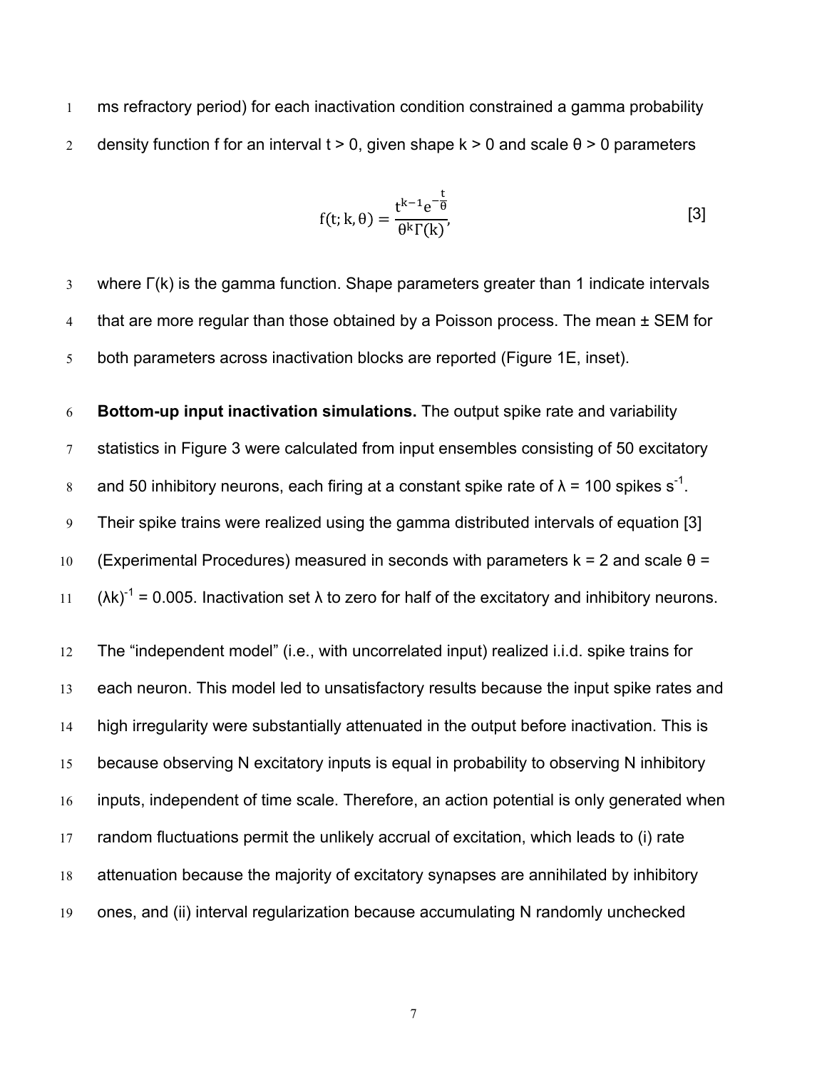ms refractory period) for each inactivation condition constrained a gamma probability density function f for an interval t > 0, given shape k > 0 and scale θ > 0 parameters

$$f(t; k, \theta) = \frac{t^{k-1} e^{-\frac{t}{\theta}}}{\theta^k \Gamma(k)}, \quad [3]$$

where Γ(k) is the gamma function. Shape parameters greater than 1 indicate intervals that are more regular than those obtained by a Poisson process. The mean ± SEM for both parameters across inactivation blocks are reported (Figure 1E, inset).

**Bottom-up input inactivation simulations.** The output spike rate and variability statistics in Figure 3 were calculated from input ensembles consisting of 50 excitatory and 50 inhibitory neurons, each firing at a constant spike rate of $\lambda = 100$ spikes $s^{-1}$. Their spike trains were realized using the gamma distributed intervals of equation [3] (Experimental Procedures) measured in seconds with parameters $k = 2$ and scale $\theta = (\lambda k)^{-1} = 0.005$. Inactivation set λ to zero for half of the excitatory and inhibitory neurons.

The "independent model" (i.e., with uncorrelated input) realized i.i.d. spike trains for each neuron. This model led to unsatisfactory results because the input spike rates and high irregularity were substantially attenuated in the output before inactivation. This is because observing N excitatory inputs is equal in probability to observing N inhibitory inputs, independent of time scale. Therefore, an action potential is only generated when random fluctuations permit the unlikely accrual of excitation, which leads to (i) rate attenuation because the majority of excitatory synapses are annihilated by inhibitory ones, and (ii) interval regularization because accumulating N randomly unchecked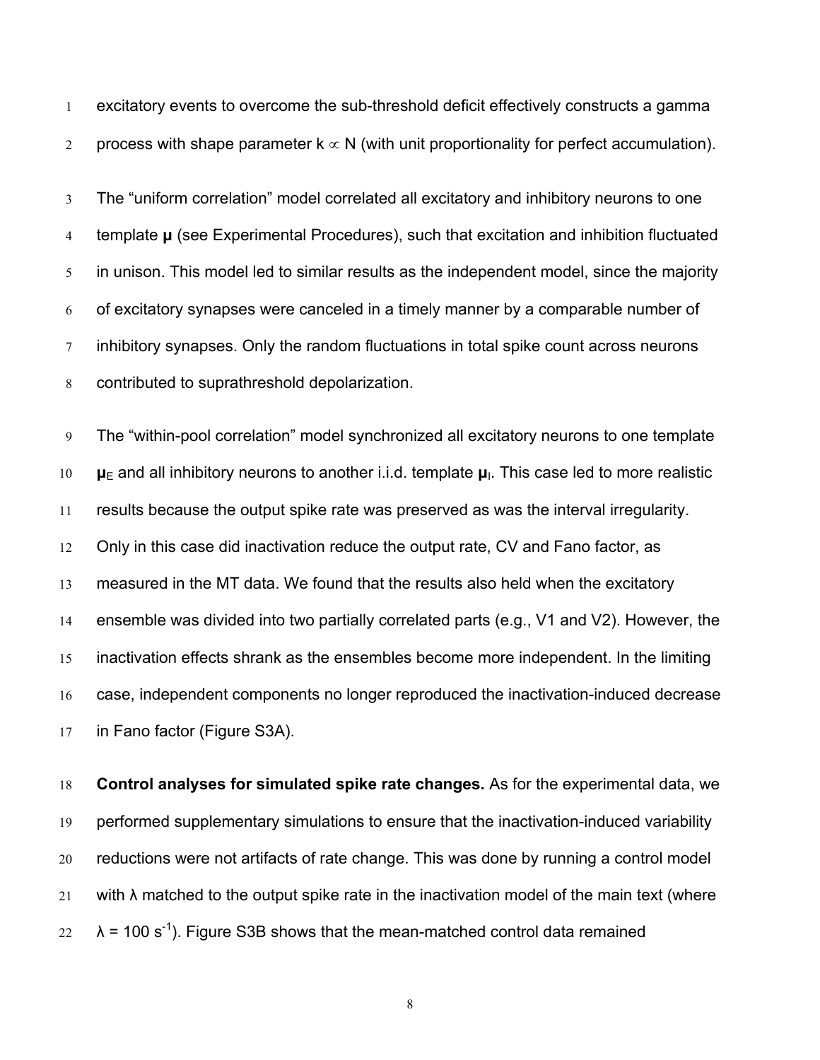excitatory events to overcome the sub-threshold deficit effectively constructs a gamma process with shape parameter $k \propto N$ (with unit proportionality for perfect accumulation).

The "uniform correlation" model correlated all excitatory and inhibitory neurons to one template $\boldsymbol{\mu}$ (see Experimental Procedures), such that excitation and inhibition fluctuated in unison. This model led to similar results as the independent model, since the majority of excitatory synapses were canceled in a timely manner by a comparable number of inhibitory synapses. Only the random fluctuations in total spike count across neurons contributed to suprathreshold depolarization.

The "within-pool correlation" model synchronized all excitatory neurons to one template $\boldsymbol{\mu}_E$ and all inhibitory neurons to another i.i.d. template $\boldsymbol{\mu}_I$. This case led to more realistic results because the output spike rate was preserved as was the interval irregularity. Only in this case did inactivation reduce the output rate, CV and Fano factor, as measured in the MT data. We found that the results also held when the excitatory ensemble was divided into two partially correlated parts (e.g., V1 and V2). However, the inactivation effects shrank as the ensembles become more independent. In the limiting case, independent components no longer reproduced the inactivation-induced decrease in Fano factor (Figure S3A).

**Control analyses for simulated spike rate changes.** As for the experimental data, we performed supplementary simulations to ensure that the inactivation-induced variability reductions were not artifacts of rate change. This was done by running a control model with $\lambda$ matched to the output spike rate in the inactivation model of the main text (where $\lambda = 100\ s^{-1}$). Figure S3B shows that the mean-matched control data remained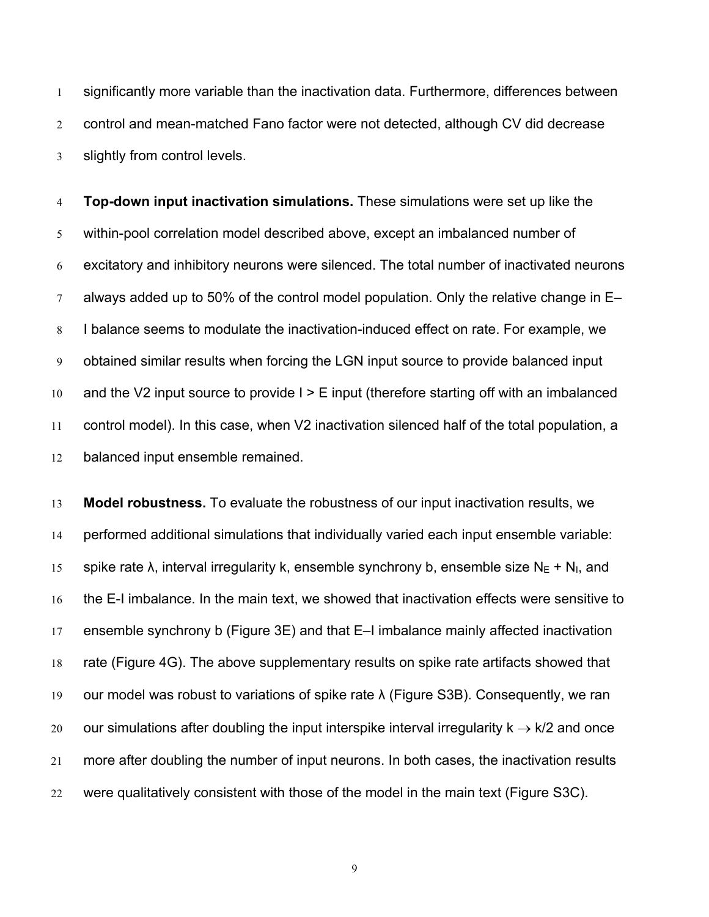significantly more variable than the inactivation data. Furthermore, differences between control and mean-matched Fano factor were not detected, although CV did decrease slightly from control levels.

**Top-down input inactivation simulations.** These simulations were set up like the within-pool correlation model described above, except an imbalanced number of excitatory and inhibitory neurons were silenced. The total number of inactivated neurons always added up to 50% of the control model population. Only the relative change in E–I balance seems to modulate the inactivation-induced effect on rate. For example, we obtained similar results when forcing the LGN input source to provide balanced input and the V2 input source to provide I > E input (therefore starting off with an imbalanced control model). In this case, when V2 inactivation silenced half of the total population, a balanced input ensemble remained.

**Model robustness.** To evaluate the robustness of our input inactivation results, we performed additional simulations that individually varied each input ensemble variable: spike rate $\lambda$, interval irregularity k, ensemble synchrony b, ensemble size $N_E + N_I$, and the E-I imbalance. In the main text, we showed that inactivation effects were sensitive to ensemble synchrony b (Figure 3E) and that E–I imbalance mainly affected inactivation rate (Figure 4G). The above supplementary results on spike rate artifacts showed that our model was robust to variations of spike rate $\lambda$ (Figure S3B). Consequently, we ran our simulations after doubling the input interspike interval irregularity $k \rightarrow k/2$ and once more after doubling the number of input neurons. In both cases, the inactivation results were qualitatively consistent with those of the model in the main text (Figure S3C).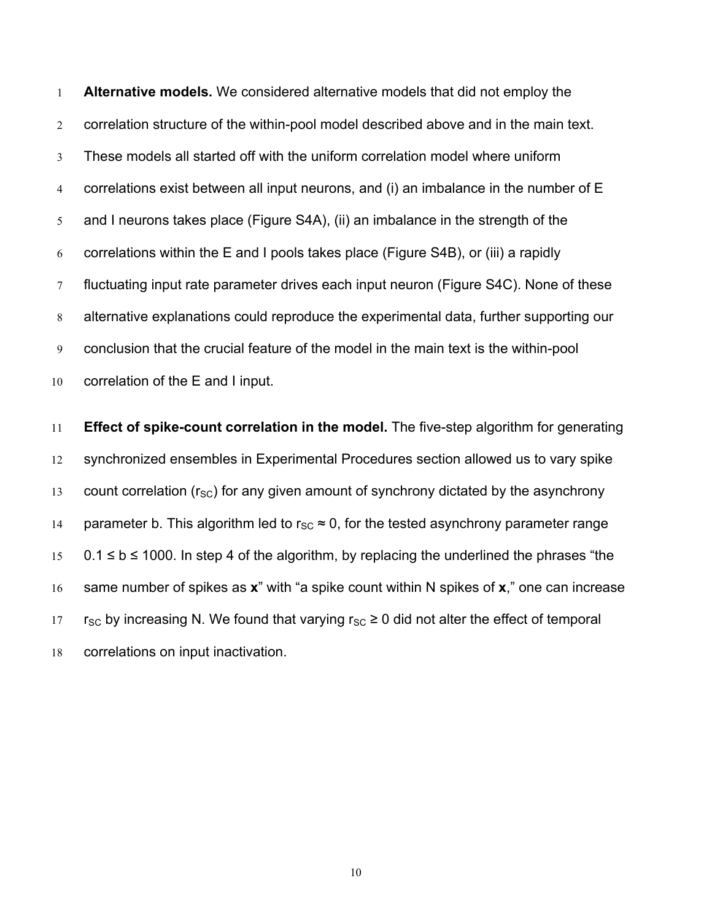**Alternative models.** We considered alternative models that did not employ the correlation structure of the within-pool model described above and in the main text. These models all started off with the uniform correlation model where uniform correlations exist between all input neurons, and (i) an imbalance in the number of E and I neurons takes place (Figure S4A), (ii) an imbalance in the strength of the correlations within the E and I pools takes place (Figure S4B), or (iii) a rapidly fluctuating input rate parameter drives each input neuron (Figure S4C). None of these alternative explanations could reproduce the experimental data, further supporting our conclusion that the crucial feature of the model in the main text is the within-pool correlation of the E and I input.

**Effect of spike-count correlation in the model.** The five-step algorithm for generating synchronized ensembles in Experimental Procedures section allowed us to vary spike count correlation ($r_{SC}$) for any given amount of synchrony dictated by the asynchrony parameter b. This algorithm led to $r_{SC} \approx 0$, for the tested asynchrony parameter range $0.1 \leq b \leq 1000$. In step 4 of the algorithm, by replacing the underlined the phrases "the same number of spikes as **x**" with "a spike count within N spikes of **x**," one can increase $r_{SC}$ by increasing N. We found that varying $r_{SC} \geq 0$ did not alter the effect of temporal correlations on input inactivation.